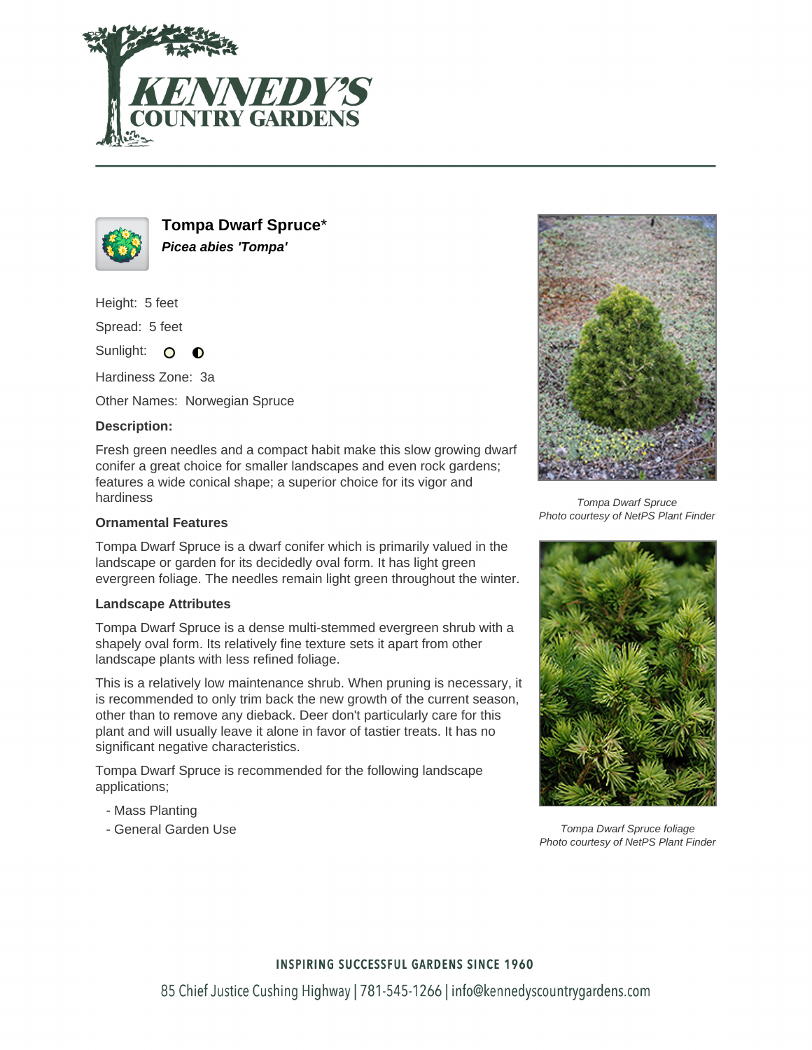# Tompa Dwarf Spruce*

***Picea abies* 'Tompa'**

Height: 5 feet

Spread: 5 feet

Sunlight:

Hardiness Zone: 3a

Other Names: Norwegian Spruce

### Description:

Fresh green needles and a compact habit make this slow growing dwarf conifer a great choice for smaller landscapes and even rock gardens; features a wide conical shape; a superior choice for its vigor and hardiness

### Ornamental Features

Tompa Dwarf Spruce is a dwarf conifer which is primarily valued in the landscape or garden for its decidedly oval form. It has light green evergreen foliage. The needles remain light green throughout the winter.

### Landscape Attributes

Tompa Dwarf Spruce is a dense multi-stemmed evergreen shrub with a shapely oval form. Its relatively fine texture sets it apart from other landscape plants with less refined foliage.

This is a relatively low maintenance shrub. When pruning is necessary, it is recommended to only trim back the new growth of the current season, other than to remove any dieback. Deer don't particularly care for this plant and will usually leave it alone in favor of tastier treats. It has no significant negative characteristics.

Tompa Dwarf Spruce is recommended for the following landscape applications;

- Mass Planting
- General Garden Use

*Tompa Dwarf Spruce*
*Photo courtesy of NetPS Plant Finder*

*Tompa Dwarf Spruce foliage*
*Photo courtesy of NetPS Plant Finder*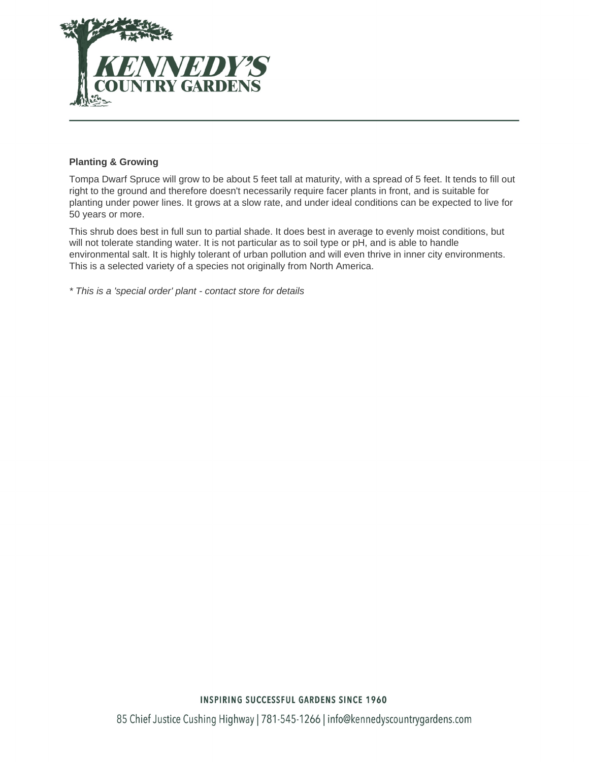**Planting & Growing**

Tompa Dwarf Spruce will grow to be about 5 feet tall at maturity, with a spread of 5 feet. It tends to fill out right to the ground and therefore doesn't necessarily require facer plants in front, and is suitable for planting under power lines. It grows at a slow rate, and under ideal conditions can be expected to live for 50 years or more.

This shrub does best in full sun to partial shade. It does best in average to evenly moist conditions, but will not tolerate standing water. It is not particular as to soil type or pH, and is able to handle environmental salt. It is highly tolerant of urban pollution and will even thrive in inner city environments. This is a selected variety of a species not originally from North America.

*\* This is a 'special order' plant - contact store for details*